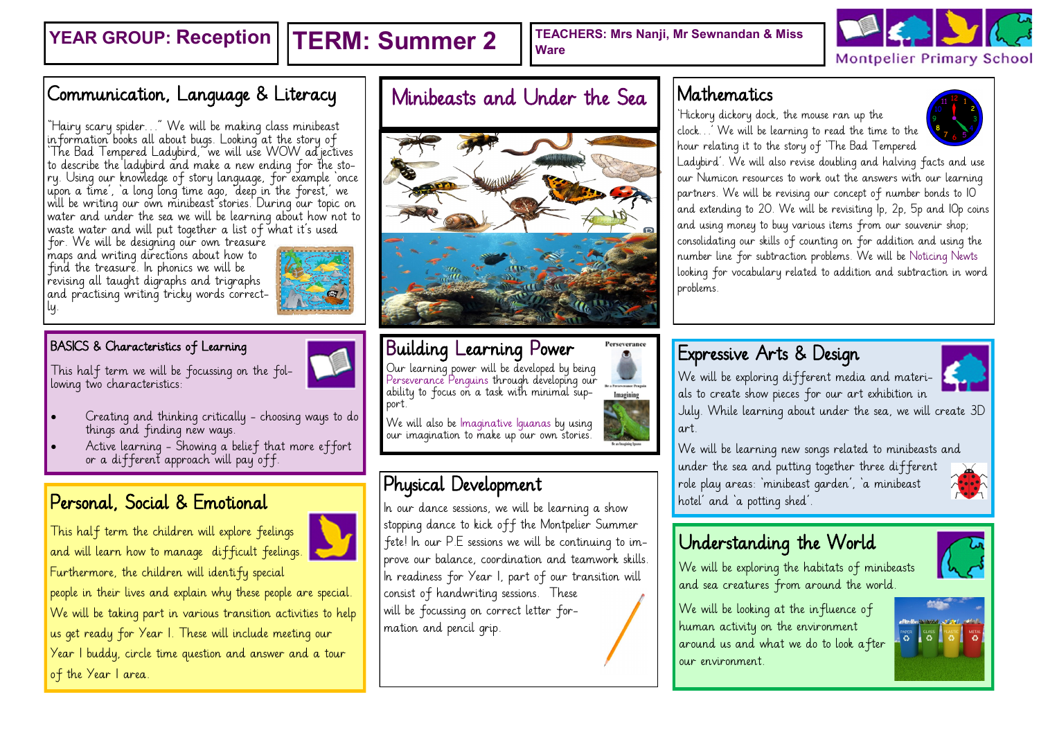**YEAR GROUP: Reception** | **TERM: Summer 2** | **TEACHERS: Mrs Nanji, Mr Sewnandan & Miss Ware**

Montpelier Primary School

## Communication, Language & Literacy

"Hairy scary spider…" We will be making class minibeast information books all about bugs. Looking at the story of 'The Bad Tempered Ladybird,' we will use WOW adjectives to describe the ladybird and make a new ending for the story. Using our knowledge of story language, for example 'once upon a time', 'a long long time ago, 'deep in the forest,' we will be writing our own minibeast stories. During our topic on water and under the sea we will be learning about how not to waste water and will put together a list of what it's used for. We will be designing our own treasure maps and writing directions about how to find the treasure. In phonics we will be revising all taught digraphs and trigraphs and practising writing tricky words correctly.

## BASICS & Characteristics of Learning

This half term we will be focussing on the following two characteristics:

- Creating and thinking critically - choosing ways to do things and finding new ways.
- Active learning - Showing a belief that more effort or a different approach will pay off.

## Personal, Social & Emotional

This half term the children will explore feelings and will learn how to manage difficult feelings. Furthermore, the children will identify special people in their lives and explain why these people are special. We will be taking part in various transition activities to help us get ready for Year 1. These will include meeting our Year 1 buddy, circle time question and answer and a tour of the Year 1 area.

## Minibeasts and Under the Sea

## Building Learning Power

Our learning power will be developed by being Perseverance Penguins through developing our ability to focus on a task with minimal support.

We will also be Imaginative Iguanas by using our imagination to make up our own stories.

## Physical Development

In our dance sessions, we will be learning a show stopping dance to kick off the Montpelier Summer fete! In our P.E sessions we will be continuing to improve our balance, coordination and teamwork skills. In readiness for Year 1, part of our transition will consist of handwriting sessions. These will be focussing on correct letter formation and pencil grip.

## Mathematics

'Hickory dickory dock, the mouse ran up the clock…' We will be learning to read the time to the hour relating it to the story of 'The Bad Tempered Ladybird'. We will also revise doubling and halving facts and use our Numicon resources to work out the answers with our learning partners. We will be revising our concept of number bonds to 10 and extending to 20. We will be revisiting 1p, 2p, 5p and 10p coins and using money to buy various items from our souvenir shop; consolidating our skills of counting on for addition and using the number line for subtraction problems. We will be Noticing Newts looking for vocabulary related to addition and subtraction in word problems.

## Expressive Arts & Design

We will be exploring different media and materials to create show pieces for our art exhibition in July. While learning about under the sea, we will create 3D art.

We will be learning new songs related to minibeasts and under the sea and putting together three different role play areas: 'minibeast garden', 'a minibeast hotel' and 'a potting shed'.

## Understanding the World

We will be exploring the habitats of minibeasts and sea creatures from around the world.

We will be looking at the influence of human activity on the environment around us and what we do to look after our environment.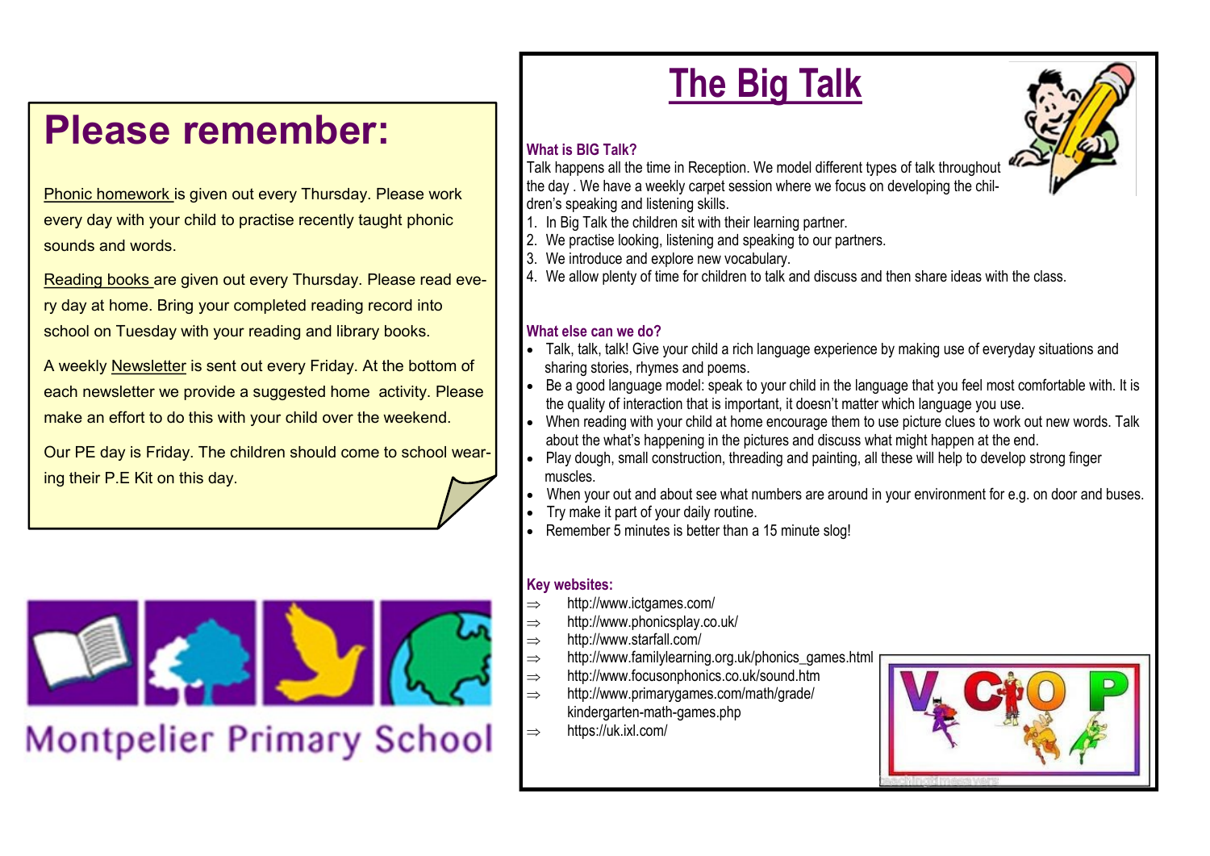# Please remember:

Phonic homework is given out every Thursday. Please work every day with your child to practise recently taught phonic sounds and words.

Reading books are given out every Thursday. Please read every day at home. Bring your completed reading record into school on Tuesday with your reading and library books.

A weekly Newsletter is sent out every Friday. At the bottom of each newsletter we provide a suggested home activity. Please make an effort to do this with your child over the weekend.

Our PE day is Friday. The children should come to school wearing their P.E Kit on this day.

Montpelier Primary School

# The Big Talk

### What is BIG Talk?

Talk happens all the time in Reception. We model different types of talk throughout the day . We have a weekly carpet session where we focus on developing the children's speaking and listening skills.

1. In Big Talk the children sit with their learning partner.
2. We practise looking, listening and speaking to our partners.
3. We introduce and explore new vocabulary.
4. We allow plenty of time for children to talk and discuss and then share ideas with the class.

### What else can we do?

- Talk, talk, talk! Give your child a rich language experience by making use of everyday situations and sharing stories, rhymes and poems.
- Be a good language model: speak to your child in the language that you feel most comfortable with. It is the quality of interaction that is important, it doesn't matter which language you use.
- When reading with your child at home encourage them to use picture clues to work out new words. Talk about the what's happening in the pictures and discuss what might happen at the end.
- Play dough, small construction, threading and painting, all these will help to develop strong finger muscles.
- When your out and about see what numbers are around in your environment for e.g. on door and buses.
- Try make it part of your daily routine.
- Remember 5 minutes is better than a 15 minute slog!

### Key websites:

⇒ http://www.ictgames.com/
⇒ http://www.phonicsplay.co.uk/
⇒ http://www.starfall.com/
⇒ http://www.familylearning.org.uk/phonics_games.html
⇒ http://www.focusonphonics.co.uk/sound.htm
⇒ http://www.primarygames.com/math/grade/kindergarten-math-games.php
⇒ https://uk.ixl.com/

VCOP